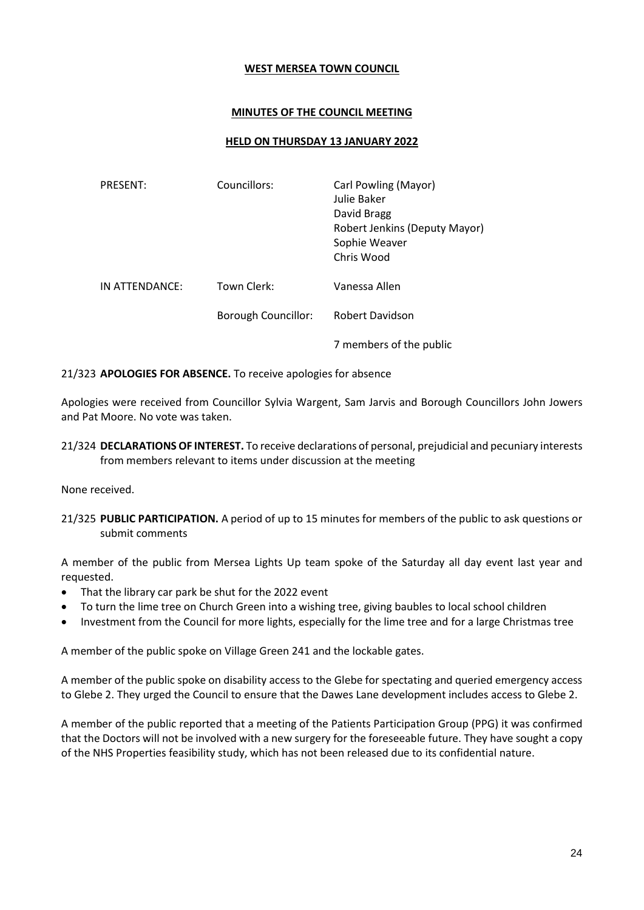**WEST MERSEA TOWN COUNCIL**

**MINUTES OF THE COUNCIL MEETING**

**HELD ON THURSDAY 13 JANUARY 2022**

| | | |
|---|---|---|
| PRESENT: | Councillors: | Carl Powling (Mayor)<br>Julie Baker<br>David Bragg<br>Robert Jenkins (Deputy Mayor)<br>Sophie Weaver<br>Chris Wood |
| IN ATTENDANCE: | Town Clerk: | Vanessa Allen |
| | Borough Councillor: | Robert Davidson |
| | | 7 members of the public |

21/323 **APOLOGIES FOR ABSENCE.** To receive apologies for absence

Apologies were received from Councillor Sylvia Wargent, Sam Jarvis and Borough Councillors John Jowers and Pat Moore. No vote was taken.

21/324 **DECLARATIONS OF INTEREST.** To receive declarations of personal, prejudicial and pecuniary interests from members relevant to items under discussion at the meeting

None received.

21/325 **PUBLIC PARTICIPATION.** A period of up to 15 minutes for members of the public to ask questions or submit comments

A member of the public from Mersea Lights Up team spoke of the Saturday all day event last year and requested.

- That the library car park be shut for the 2022 event
- To turn the lime tree on Church Green into a wishing tree, giving baubles to local school children
- Investment from the Council for more lights, especially for the lime tree and for a large Christmas tree

A member of the public spoke on Village Green 241 and the lockable gates.

A member of the public spoke on disability access to the Glebe for spectating and queried emergency access to Glebe 2. They urged the Council to ensure that the Dawes Lane development includes access to Glebe 2.

A member of the public reported that a meeting of the Patients Participation Group (PPG) it was confirmed that the Doctors will not be involved with a new surgery for the foreseeable future. They have sought a copy of the NHS Properties feasibility study, which has not been released due to its confidential nature.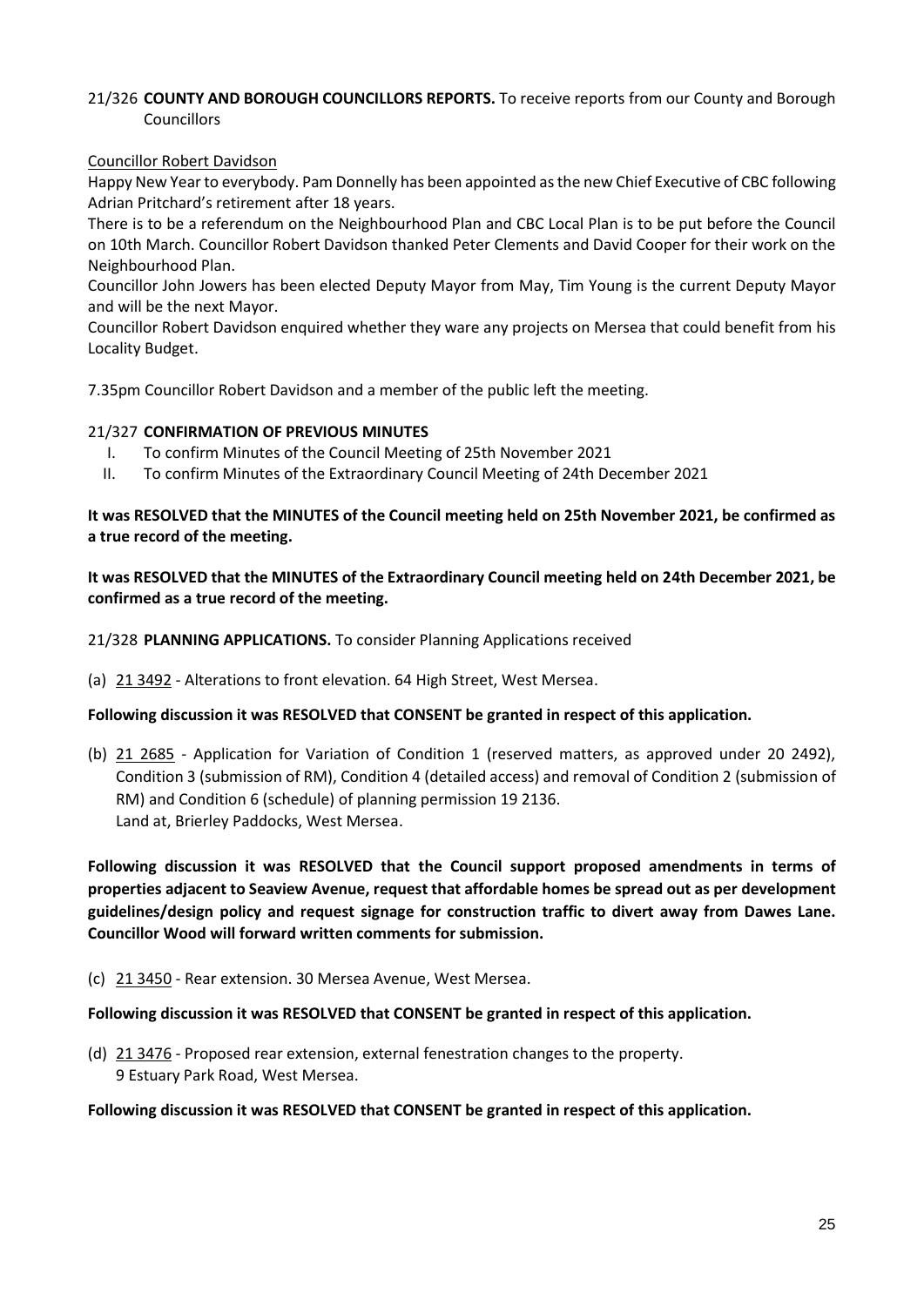21/326 **COUNTY AND BOROUGH COUNCILLORS REPORTS.** To receive reports from our County and Borough Councillors

Councillor Robert Davidson

Happy New Year to everybody. Pam Donnelly has been appointed as the new Chief Executive of CBC following Adrian Pritchard's retirement after 18 years.

There is to be a referendum on the Neighbourhood Plan and CBC Local Plan is to be put before the Council on 10th March. Councillor Robert Davidson thanked Peter Clements and David Cooper for their work on the Neighbourhood Plan.

Councillor John Jowers has been elected Deputy Mayor from May, Tim Young is the current Deputy Mayor and will be the next Mayor.

Councillor Robert Davidson enquired whether they ware any projects on Mersea that could benefit from his Locality Budget.

7.35pm Councillor Robert Davidson and a member of the public left the meeting.

21/327 **CONFIRMATION OF PREVIOUS MINUTES**

I. To confirm Minutes of the Council Meeting of 25th November 2021
II. To confirm Minutes of the Extraordinary Council Meeting of 24th December 2021

**It was RESOLVED that the MINUTES of the Council meeting held on 25th November 2021, be confirmed as a true record of the meeting.**

**It was RESOLVED that the MINUTES of the Extraordinary Council meeting held on 24th December 2021, be confirmed as a true record of the meeting.**

21/328 **PLANNING APPLICATIONS.** To consider Planning Applications received

(a) 21 3492 - Alterations to front elevation. 64 High Street, West Mersea.

**Following discussion it was RESOLVED that CONSENT be granted in respect of this application.**

(b) 21 2685 - Application for Variation of Condition 1 (reserved matters, as approved under 20 2492), Condition 3 (submission of RM), Condition 4 (detailed access) and removal of Condition 2 (submission of RM) and Condition 6 (schedule) of planning permission 19 2136.
Land at, Brierley Paddocks, West Mersea.

**Following discussion it was RESOLVED that the Council support proposed amendments in terms of properties adjacent to Seaview Avenue, request that affordable homes be spread out as per development guidelines/design policy and request signage for construction traffic to divert away from Dawes Lane. Councillor Wood will forward written comments for submission.**

(c) 21 3450 - Rear extension. 30 Mersea Avenue, West Mersea.

**Following discussion it was RESOLVED that CONSENT be granted in respect of this application.**

(d) 21 3476 - Proposed rear extension, external fenestration changes to the property.
9 Estuary Park Road, West Mersea.

**Following discussion it was RESOLVED that CONSENT be granted in respect of this application.**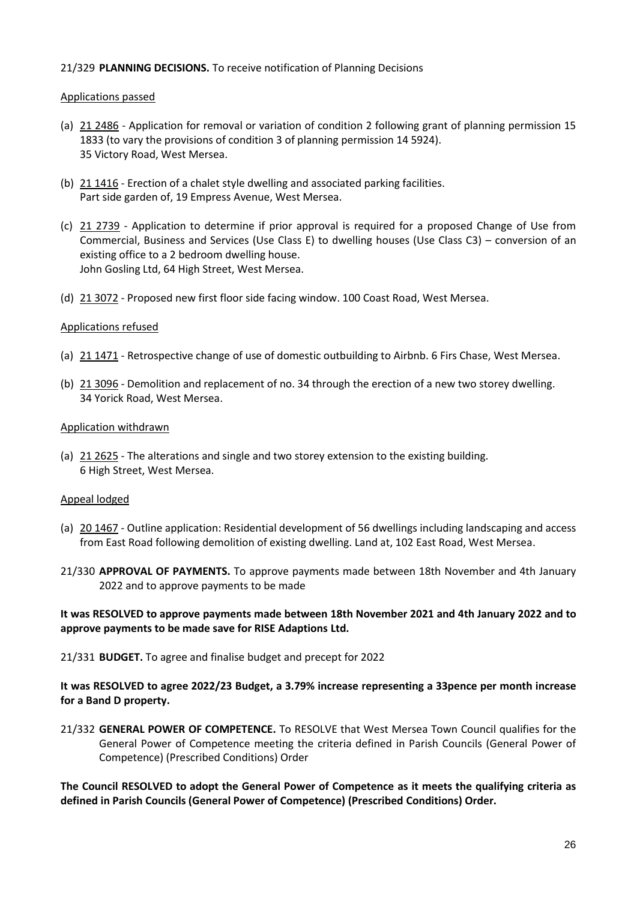21/329 **PLANNING DECISIONS.** To receive notification of Planning Decisions

Applications passed

(a) 21 2486 - Application for removal or variation of condition 2 following grant of planning permission 15 1833 (to vary the provisions of condition 3 of planning permission 14 5924).
35 Victory Road, West Mersea.

(b) 21 1416 - Erection of a chalet style dwelling and associated parking facilities.
Part side garden of, 19 Empress Avenue, West Mersea.

(c) 21 2739 - Application to determine if prior approval is required for a proposed Change of Use from Commercial, Business and Services (Use Class E) to dwelling houses (Use Class C3) – conversion of an existing office to a 2 bedroom dwelling house.
John Gosling Ltd, 64 High Street, West Mersea.

(d) 21 3072 - Proposed new first floor side facing window. 100 Coast Road, West Mersea.

Applications refused

(a) 21 1471 - Retrospective change of use of domestic outbuilding to Airbnb. 6 Firs Chase, West Mersea.

(b) 21 3096 - Demolition and replacement of no. 34 through the erection of a new two storey dwelling.
34 Yorick Road, West Mersea.

Application withdrawn

(a) 21 2625 - The alterations and single and two storey extension to the existing building.
6 High Street, West Mersea.

Appeal lodged

(a) 20 1467 - Outline application: Residential development of 56 dwellings including landscaping and access from East Road following demolition of existing dwelling. Land at, 102 East Road, West Mersea.

21/330 **APPROVAL OF PAYMENTS.** To approve payments made between 18th November and 4th January 2022 and to approve payments to be made

**It was RESOLVED to approve payments made between 18th November 2021 and 4th January 2022 and to approve payments to be made save for RISE Adaptions Ltd.**

21/331 **BUDGET.** To agree and finalise budget and precept for 2022

**It was RESOLVED to agree 2022/23 Budget, a 3.79% increase representing a 33pence per month increase for a Band D property.**

21/332 **GENERAL POWER OF COMPETENCE.** To RESOLVE that West Mersea Town Council qualifies for the General Power of Competence meeting the criteria defined in Parish Councils (General Power of Competence) (Prescribed Conditions) Order

**The Council RESOLVED to adopt the General Power of Competence as it meets the qualifying criteria as defined in Parish Councils (General Power of Competence) (Prescribed Conditions) Order.**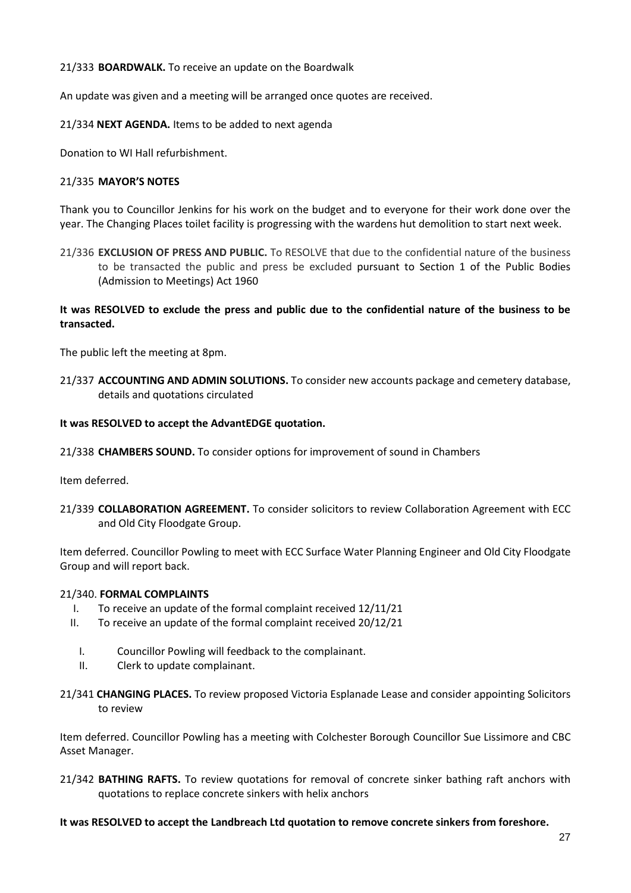21/333 **BOARDWALK.** To receive an update on the Boardwalk

An update was given and a meeting will be arranged once quotes are received.

21/334 **NEXT AGENDA.** Items to be added to next agenda

Donation to WI Hall refurbishment.

21/335 **MAYOR'S NOTES**

Thank you to Councillor Jenkins for his work on the budget and to everyone for their work done over the year. The Changing Places toilet facility is progressing with the wardens hut demolition to start next week.

21/336 **EXCLUSION OF PRESS AND PUBLIC.** To RESOLVE that due to the confidential nature of the business to be transacted the public and press be excluded pursuant to Section 1 of the Public Bodies (Admission to Meetings) Act 1960

**It was RESOLVED to exclude the press and public due to the confidential nature of the business to be transacted.**

The public left the meeting at 8pm.

21/337 **ACCOUNTING AND ADMIN SOLUTIONS.** To consider new accounts package and cemetery database, details and quotations circulated

**It was RESOLVED to accept the AdvantEDGE quotation.**

21/338 **CHAMBERS SOUND.** To consider options for improvement of sound in Chambers

Item deferred.

21/339 **COLLABORATION AGREEMENT.** To consider solicitors to review Collaboration Agreement with ECC and Old City Floodgate Group.

Item deferred. Councillor Powling to meet with ECC Surface Water Planning Engineer and Old City Floodgate Group and will report back.

21/340. **FORMAL COMPLAINTS**

I. To receive an update of the formal complaint received 12/11/21
II. To receive an update of the formal complaint received 20/12/21

I. Councillor Powling will feedback to the complainant.
II. Clerk to update complainant.

21/341 **CHANGING PLACES.** To review proposed Victoria Esplanade Lease and consider appointing Solicitors to review

Item deferred. Councillor Powling has a meeting with Colchester Borough Councillor Sue Lissimore and CBC Asset Manager.

21/342 **BATHING RAFTS.** To review quotations for removal of concrete sinker bathing raft anchors with quotations to replace concrete sinkers with helix anchors

**It was RESOLVED to accept the Landbreach Ltd quotation to remove concrete sinkers from foreshore.**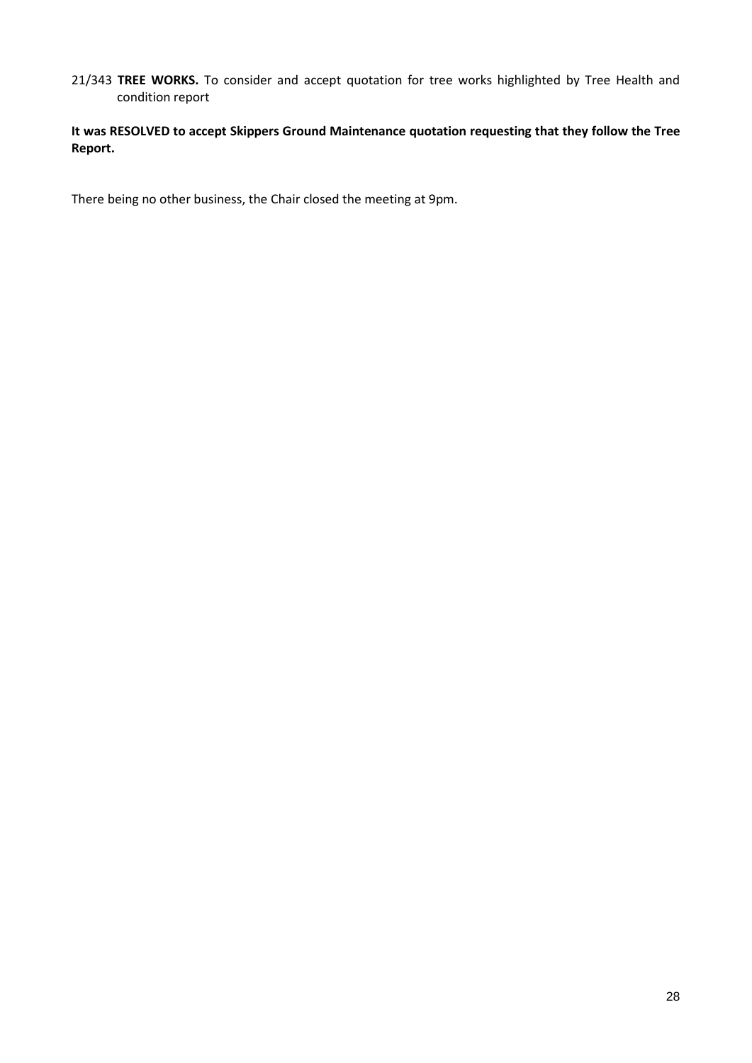21/343 **TREE WORKS.** To consider and accept quotation for tree works highlighted by Tree Health and condition report

**It was RESOLVED to accept Skippers Ground Maintenance quotation requesting that they follow the Tree Report.**

There being no other business, the Chair closed the meeting at 9pm.